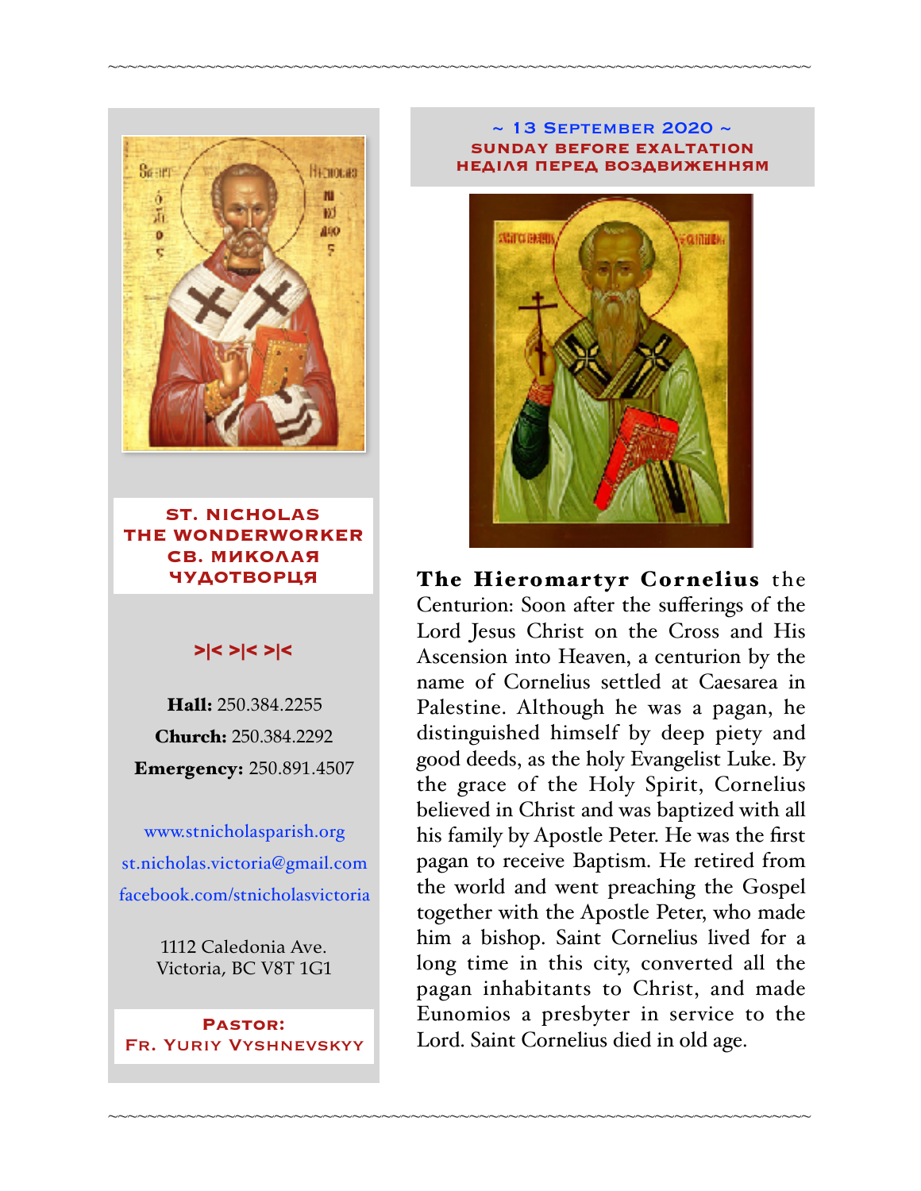**ST. NICHOLAS THE WONDERWORKER**
**СВ. МИКОЛАЯ ЧУДОТВОРЦЯ**

>|< >|< >|<

**Hall:** 250.384.2255

**Church:** 250.384.2292

**Emergency:** 250.891.4507

www.stnicholasparish.org

st.nicholas.victoria@gmail.com

facebook.com/stnicholasvictoria

1112 Caledonia Ave.
Victoria, BC V8T 1G1

**Pastor:**
**Fr. Yuriy Vyshnevskyy**

## ~ 13 September 2020 ~
## SUNDAY BEFORE EXALTATION
## НЕДІЛЯ ПЕРЕД ВОЗДВИЖЕННЯМ

**The Hieromartyr Cornelius** the Centurion: Soon after the sufferings of the Lord Jesus Christ on the Cross and His Ascension into Heaven, a centurion by the name of Cornelius settled at Caesarea in Palestine. Although he was a pagan, he distinguished himself by deep piety and good deeds, as the holy Evangelist Luke. By the grace of the Holy Spirit, Cornelius believed in Christ and was baptized with all his family by Apostle Peter. He was the first pagan to receive Baptism. He retired from the world and went preaching the Gospel together with the Apostle Peter, who made him a bishop. Saint Cornelius lived for a long time in this city, converted all the pagan inhabitants to Christ, and made Eunomios a presbyter in service to the Lord. Saint Cornelius died in old age.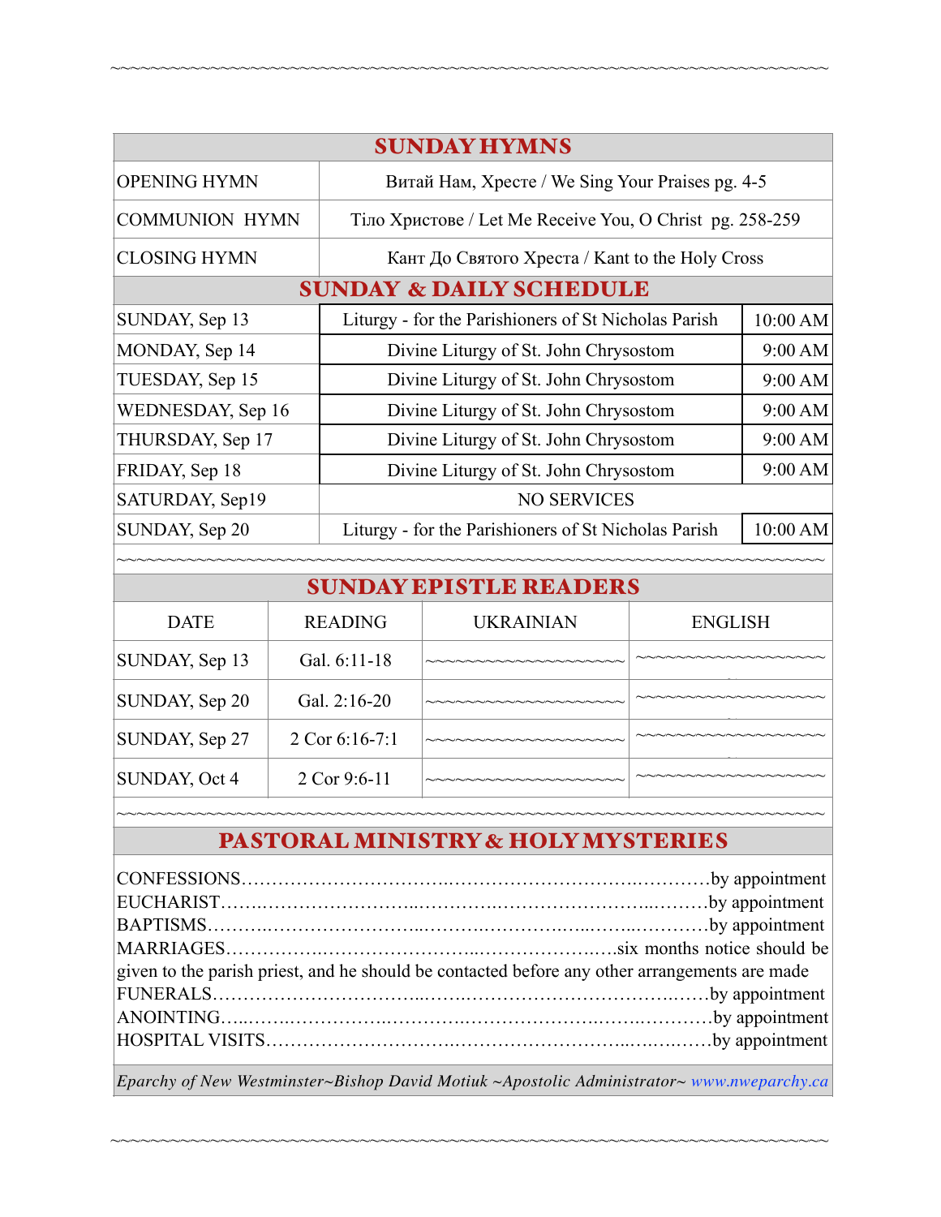## SUNDAY HYMNS

| | |
|---|---|
| OPENING HYMN | Витай Нам, Хресте / We Sing Your Praises pg. 4-5 |
| COMMUNION HYMN | Тіло Христове / Let Me Receive You, O Christ pg. 258-259 |
| CLOSING HYMN | Кант До Святого Хреста / Kant to the Holy Cross |

## SUNDAY & DAILY SCHEDULE

| | | |
|---|---|---|
| SUNDAY, Sep 13 | Liturgy - for the Parishioners of St Nicholas Parish | 10:00 AM |
| MONDAY, Sep 14 | Divine Liturgy of St. John Chrysostom | 9:00 AM |
| TUESDAY, Sep 15 | Divine Liturgy of St. John Chrysostom | 9:00 AM |
| WEDNESDAY, Sep 16 | Divine Liturgy of St. John Chrysostom | 9:00 AM |
| THURSDAY, Sep 17 | Divine Liturgy of St. John Chrysostom | 9:00 AM |
| FRIDAY, Sep 18 | Divine Liturgy of St. John Chrysostom | 9:00 AM |
| SATURDAY, Sep19 | NO SERVICES | |
| SUNDAY, Sep 20 | Liturgy - for the Parishioners of St Nicholas Parish | 10:00 AM |

~~~~~~~~~~~~~~~~~~~~~~~~~~~~~~~~~~~~~~~~~~~~~~~~~~~~~~~~~~~~~~~~~~~~~~~

## SUNDAY EPISTLE READERS

| DATE | READING | UKRAINIAN | ENGLISH |
|---|---|---|---|
| SUNDAY, Sep 13 | Gal. 6:11-18 | ~~~~~~~~~~~~~~~~~~~~ | ~~~~~~~~~~~~~~~~~~~~ |
| SUNDAY, Sep 20 | Gal. 2:16-20 | ~~~~~~~~~~~~~~~~~~~~ | ~~~~~~~~~~~~~~~~~~~~ |
| SUNDAY, Sep 27 | 2 Cor 6:16-7:1 | ~~~~~~~~~~~~~~~~~~~~ | ~~~~~~~~~~~~~~~~~~~~ |
| SUNDAY, Oct 4 | 2 Cor 9:6-11 | ~~~~~~~~~~~~~~~~~~~~ | ~~~~~~~~~~~~~~~~~~~~ |

~~~~~~~~~~~~~~~~~~~~~~~~~~~~~~~~~~~~~~~~~~~~~~~~~~~~~~~~~~~~~~~~~~~~~~~

## PASTORAL MINISTRY & HOLY MYSTERIES

CONFESSIONS…………………………..…………………………..…………by appointment
EUCHARIST……..……………………...…………..……………………...………by appointment
BAPTISMS………..……………………...………..……………..…...……..…………by appointment
MARRIAGES…………….……………………..…………………..….six months notice should be given to the parish priest, and he should be contacted before any other arrangements are made
FUNERALS…………………………...…….…………………………….……by appointment
ANOINTING…..…….……………..………….…………………..…….…………by appointment
HOSPITAL VISITS……………………….………………………...…..….……by appointment

*Eparchy of New Westminster~Bishop David Motiuk ~Apostolic Administrator~ www.nweparchy.ca*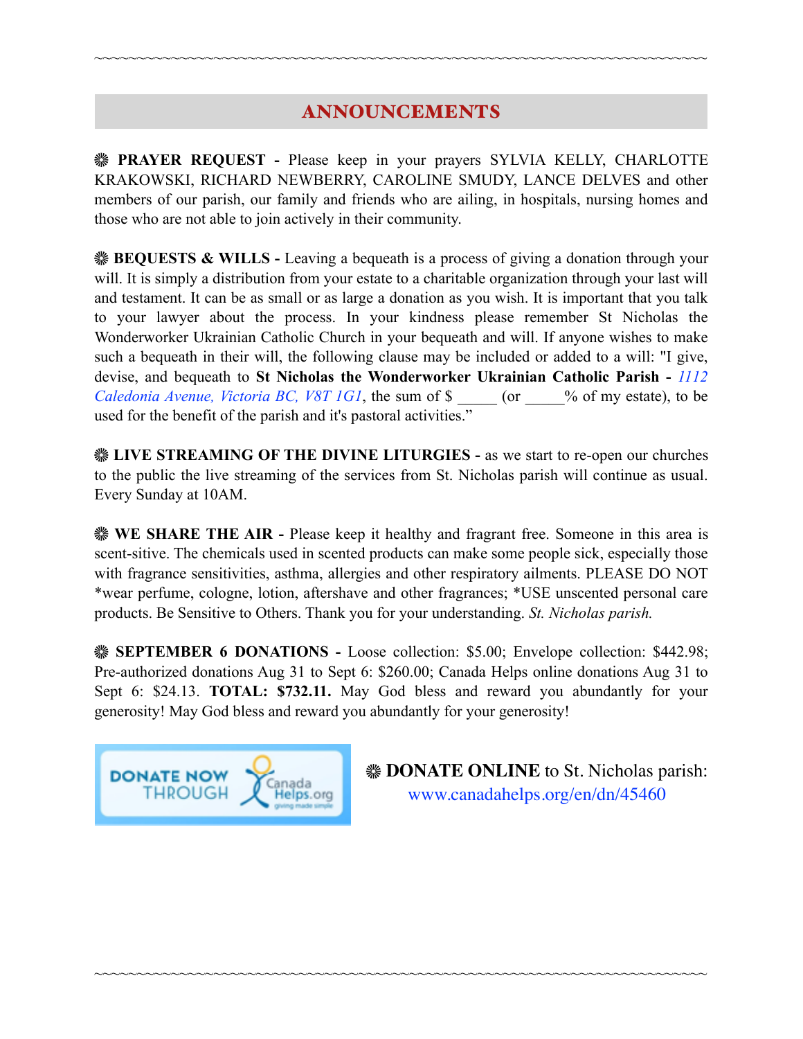## ANNOUNCEMENTS

❋ **PRAYER REQUEST -** Please keep in your prayers SYLVIA KELLY, CHARLOTTE KRAKOWSKI, RICHARD NEWBERRY, CAROLINE SMUDY, LANCE DELVES and other members of our parish, our family and friends who are ailing, in hospitals, nursing homes and those who are not able to join actively in their community.

❋ **BEQUESTS & WILLS -** Leaving a bequeath is a process of giving a donation through your will. It is simply a distribution from your estate to a charitable organization through your last will and testament. It can be as small or as large a donation as you wish. It is important that you talk to your lawyer about the process. In your kindness please remember St Nicholas the Wonderworker Ukrainian Catholic Church in your bequeath and will. If anyone wishes to make such a bequeath in their will, the following clause may be included or added to a will: "I give, devise, and bequeath to **St Nicholas the Wonderworker Ukrainian Catholic Parish -** *1112 Caledonia Avenue, Victoria BC, V8T 1G1*, the sum of $ _____ (or _____% of my estate), to be used for the benefit of the parish and it's pastoral activities."

❋ **LIVE STREAMING OF THE DIVINE LITURGIES -** as we start to re-open our churches to the public the live streaming of the services from St. Nicholas parish will continue as usual. Every Sunday at 10AM.

❋ **WE SHARE THE AIR -** Please keep it healthy and fragrant free. Someone in this area is scent-sitive. The chemicals used in scented products can make some people sick, especially those with fragrance sensitivities, asthma, allergies and other respiratory ailments. PLEASE DO NOT *wear perfume, cologne, lotion, aftershave and other fragrances; *USE unscented personal care products. Be Sensitive to Others. Thank you for your understanding. *St. Nicholas parish.*

❋ **SEPTEMBER 6 DONATIONS -** Loose collection: $5.00; Envelope collection: $442.98; Pre-authorized donations Aug 31 to Sept 6: $260.00; Canada Helps online donations Aug 31 to Sept 6: $24.13. **TOTAL: $732.11.** May God bless and reward you abundantly for your generosity! May God bless and reward you abundantly for your generosity!

DONATE NOW THROUGH CanadaHelps.org

❋ **DONATE ONLINE** to St. Nicholas parish: www.canadahelps.org/en/dn/45460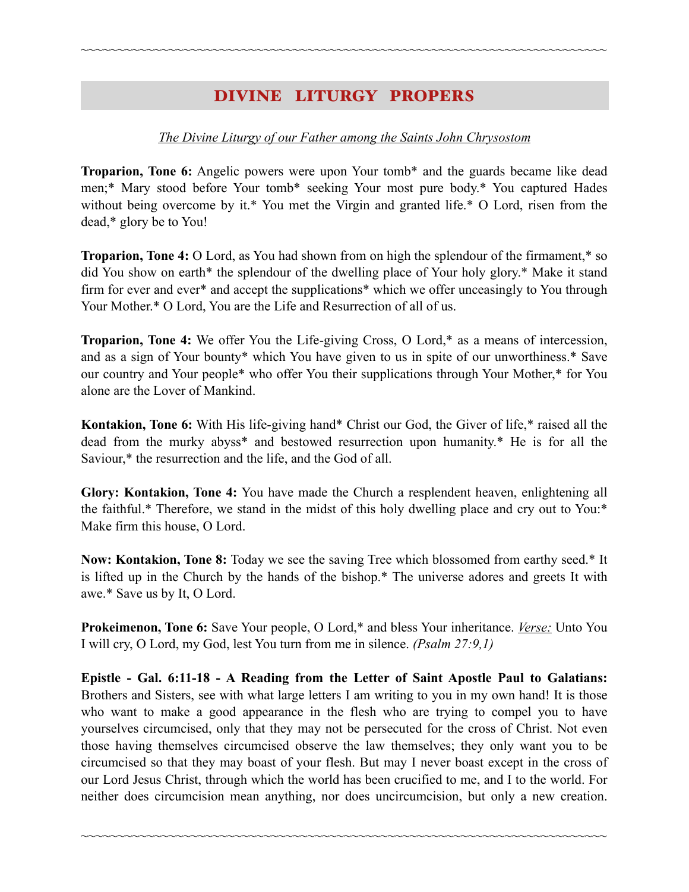## DIVINE LITURGY PROPERS

*The Divine Liturgy of our Father among the Saints John Chrysostom*

**Troparion, Tone 6:** Angelic powers were upon Your tomb* and the guards became like dead men;* Mary stood before Your tomb* seeking Your most pure body.* You captured Hades without being overcome by it.* You met the Virgin and granted life.* O Lord, risen from the dead,* glory be to You!

**Troparion, Tone 4:** O Lord, as You had shown from on high the splendour of the firmament,* so did You show on earth* the splendour of the dwelling place of Your holy glory.* Make it stand firm for ever and ever* and accept the supplications* which we offer unceasingly to You through Your Mother.* O Lord, You are the Life and Resurrection of all of us.

**Troparion, Tone 4:** We offer You the Life-giving Cross, O Lord,* as a means of intercession, and as a sign of Your bounty* which You have given to us in spite of our unworthiness.* Save our country and Your people* who offer You their supplications through Your Mother,* for You alone are the Lover of Mankind.

**Kontakion, Tone 6:** With His life-giving hand* Christ our God, the Giver of life,* raised all the dead from the murky abyss* and bestowed resurrection upon humanity.* He is for all the Saviour,* the resurrection and the life, and the God of all.

**Glory: Kontakion, Tone 4:** You have made the Church a resplendent heaven, enlightening all the faithful.* Therefore, we stand in the midst of this holy dwelling place and cry out to You:* Make firm this house, O Lord.

**Now: Kontakion, Tone 8:** Today we see the saving Tree which blossomed from earthy seed.* It is lifted up in the Church by the hands of the bishop.* The universe adores and greets It with awe.* Save us by It, O Lord.

**Prokeimenon, Tone 6:** Save Your people, O Lord,* and bless Your inheritance. *Verse:* Unto You I will cry, O Lord, my God, lest You turn from me in silence. *(Psalm 27:9,1)*

**Epistle - Gal. 6:11-18 - A Reading from the Letter of Saint Apostle Paul to Galatians:** Brothers and Sisters, see with what large letters I am writing to you in my own hand! It is those who want to make a good appearance in the flesh who are trying to compel you to have yourselves circumcised, only that they may not be persecuted for the cross of Christ. Not even those having themselves circumcised observe the law themselves; they only want you to be circumcised so that they may boast of your flesh. But may I never boast except in the cross of our Lord Jesus Christ, through which the world has been crucified to me, and I to the world. For neither does circumcision mean anything, nor does uncircumcision, but only a new creation.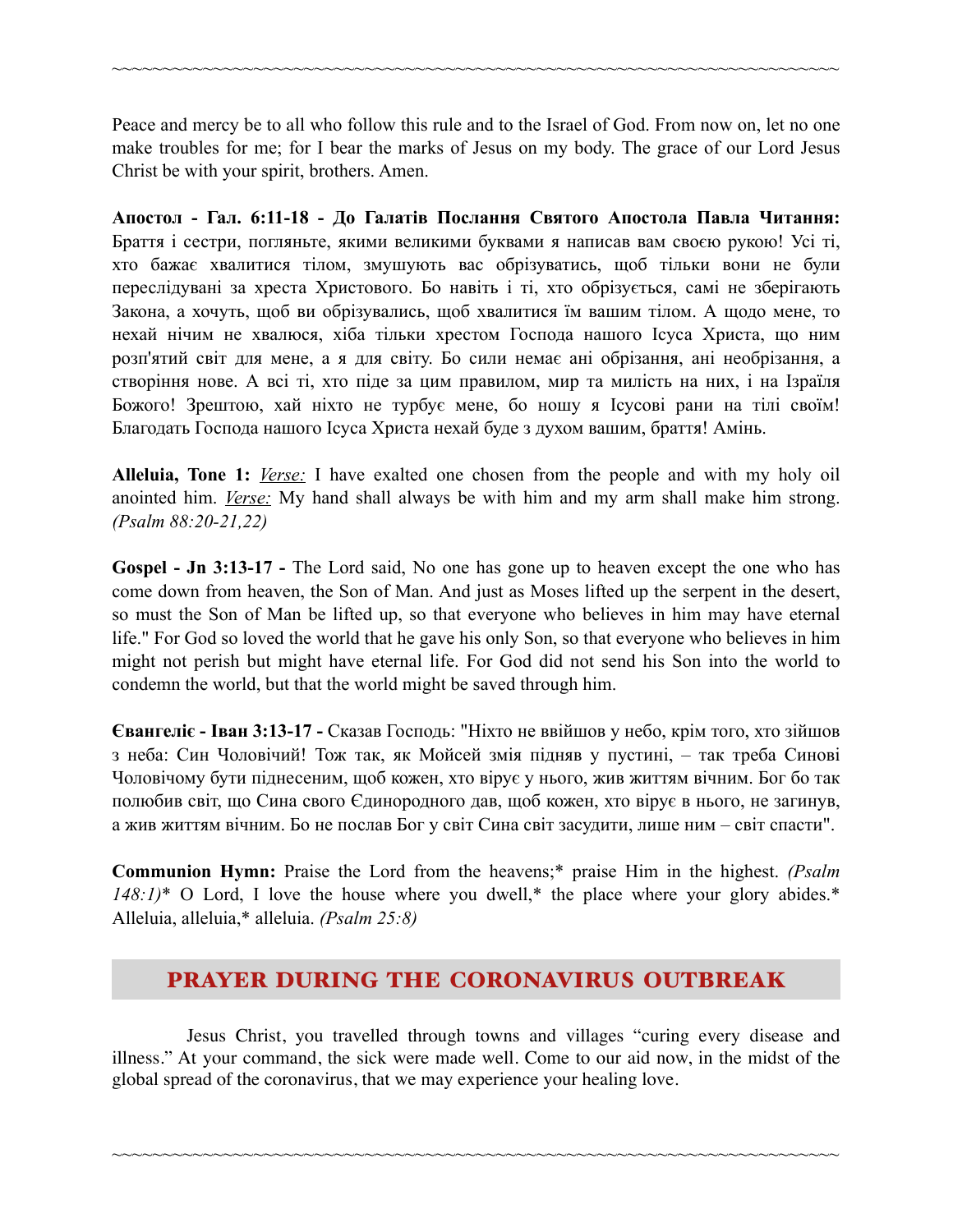Peace and mercy be to all who follow this rule and to the Israel of God. From now on, let no one make troubles for me; for I bear the marks of Jesus on my body. The grace of our Lord Jesus Christ be with your spirit, brothers. Amen.

**Апостол - Гал. 6:11-18 - До Галатів Послання Святого Апостола Павла Читання:** Браття і сестри, погляньте, якими великими буквами я написав вам своєю рукою! Усі ті, хто бажає хвалитися тілом, змушують вас обрізуватись, щоб тільки вони не були переслідувані за хреста Христового. Бо навіть і ті, хто обрізується, самі не зберігають Закона, а хочуть, щоб ви обрізувались, щоб хвалитися їм вашим тілом. А щодо мене, то нехай нічим не хвалюся, хіба тільки хрестом Господа нашого Ісуса Христа, що ним розп'ятий світ для мене, а я для світу. Бо сили немає ані обрізання, ані необрізання, а створіння нове. А всі ті, хто піде за цим правилом, мир та милість на них, і на Ізраїля Божого! Зрештою, хай ніхто не турбує мене, бо ношу я Ісусові рани на тілі своїм! Благодать Господа нашого Ісуса Христа нехай буде з духом вашим, браття! Амінь.

**Alleluia, Tone 1:** _Verse:_ I have exalted one chosen from the people and with my holy oil anointed him. _Verse:_ My hand shall always be with him and my arm shall make him strong. *(Psalm 88:20-21,22)*

**Gospel - Jn 3:13-17 -** The Lord said, No one has gone up to heaven except the one who has come down from heaven, the Son of Man. And just as Moses lifted up the serpent in the desert, so must the Son of Man be lifted up, so that everyone who believes in him may have eternal life." For God so loved the world that he gave his only Son, so that everyone who believes in him might not perish but might have eternal life. For God did not send his Son into the world to condemn the world, but that the world might be saved through him.

**Євангеліє - Іван 3:13-17 -** Сказав Господь: "Ніхто не ввійшов у небо, крім того, хто зійшов з неба: Син Чоловічий! Тож так, як Мойсей змія підняв у пустині, – так треба Синові Чоловічому бути піднесеним, щоб кожен, хто вірує у нього, жив життям вічним. Бог бо так полюбив світ, що Сина свого Єдинородного дав, щоб кожен, хто вірує в нього, не загинув, а жив життям вічним. Бо не послав Бог у світ Сина світ засудити, лише ним – світ спасти".

**Communion Hymn:** Praise the Lord from the heavens;* praise Him in the highest. *(Psalm 148:1)** O Lord, I love the house where you dwell,* the place where your glory abides.* Alleluia, alleluia,* alleluia. *(Psalm 25:8)*

## PRAYER DURING THE CORONAVIRUS OUTBREAK

Jesus Christ, you travelled through towns and villages "curing every disease and illness." At your command, the sick were made well. Come to our aid now, in the midst of the global spread of the coronavirus, that we may experience your healing love.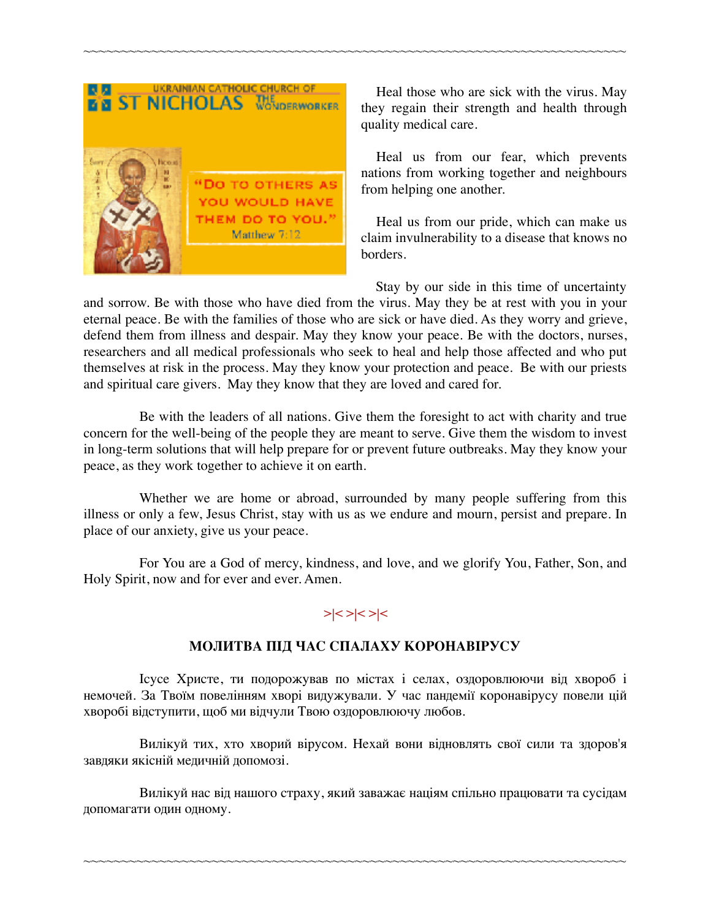Heal those who are sick with the virus. May they regain their strength and health through quality medical care.

Heal us from our fear, which prevents nations from working together and neighbours from helping one another.

Heal us from our pride, which can make us claim invulnerability to a disease that knows no borders.

Stay by our side in this time of uncertainty and sorrow. Be with those who have died from the virus. May they be at rest with you in your eternal peace. Be with the families of those who are sick or have died. As they worry and grieve, defend them from illness and despair. May they know your peace. Be with the doctors, nurses, researchers and all medical professionals who seek to heal and help those affected and who put themselves at risk in the process. May they know your protection and peace. Be with our priests and spiritual care givers. May they know that they are loved and cared for.

Be with the leaders of all nations. Give them the foresight to act with charity and true concern for the well-being of the people they are meant to serve. Give them the wisdom to invest in long-term solutions that will help prepare for or prevent future outbreaks. May they know your peace, as they work together to achieve it on earth.

Whether we are home or abroad, surrounded by many people suffering from this illness or only a few, Jesus Christ, stay with us as we endure and mourn, persist and prepare. In place of our anxiety, give us your peace.

For You are a God of mercy, kindness, and love, and we glorify You, Father, Son, and Holy Spirit, now and for ever and ever. Amen.

>|< >|< >|<

**МОЛИТВА ПІД ЧАС СПАЛАХУ КОРОНАВІРУСУ**

Ісусе Христе, ти подорожував по містах і селах, оздоровлюючи від хвороб і немочей. За Твоїм повелінням хворі видужували. У час пандемії коронавірусу повели цій хворобі відступити, щоб ми відчули Твою оздоровлюючу любов.

Вилікуй тих, хто хворий вірусом. Нехай вони відновлять свої сили та здоров'я завдяки якісній медичній допомозі.

Вилікуй нас від нашого страху, який заважає націям спільно працювати та сусідам допомагати один одному.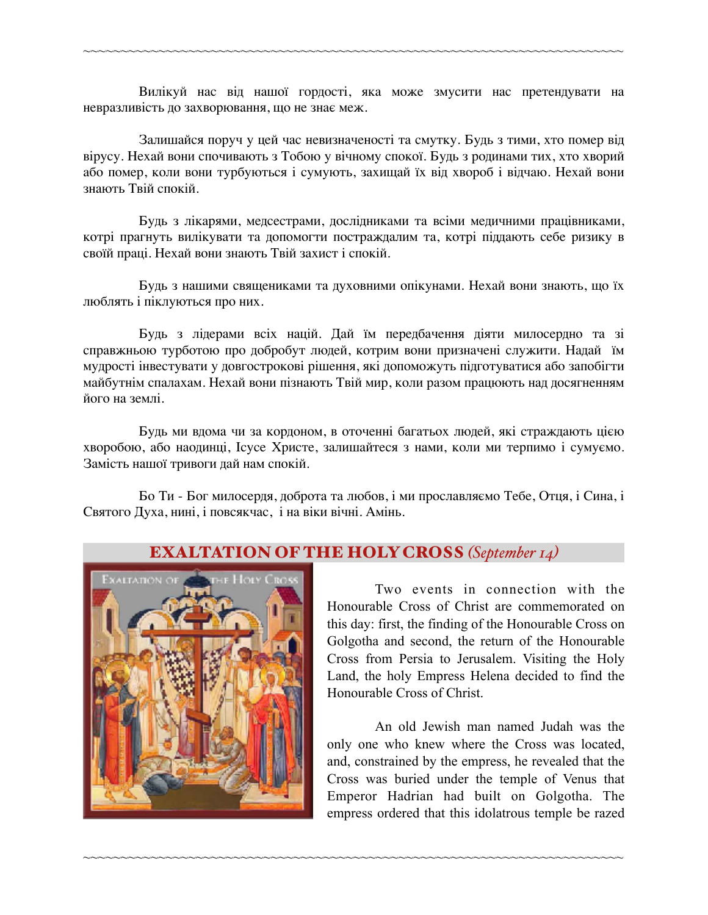Вилікуй нас від нашої гордості, яка може змусити нас претендувати на невразливість до захворювання, що не знає меж.

Залишайся поруч у цей час невизначеності та смутку. Будь з тими, хто помер від вірусу. Нехай вони спочивають з Тобою у вічному спокої. Будь з родинами тих, хто хворий або помер, коли вони турбуються і сумують, захищай їх від хвороб і відчаю. Нехай вони знають Твій спокій.

Будь з лікарями, медсестрами, дослідниками та всіми медичними працівниками, котрі прагнуть вилікувати та допомогти постраждалим та, котрі піддають себе ризику в своїй праці. Нехай вони знають Твій захист і спокій.

Будь з нашими священиками та духовними опікунами. Нехай вони знають, що їх люблять і піклуються про них.

Будь з лідерами всіх націй. Дай їм передбачення діяти милосердно та зі справжньою турботою про добробут людей, котрим вони призначені служити. Надай їм мудрості інвестувати у довгострокові рішення, які допоможуть підготуватися або запобігти майбутнім спалахам. Нехай вони пізнають Твій мир, коли разом працюють над досягненням його на землі.

Будь ми вдома чи за кордоном, в оточенні багатьох людей, які страждають цією хворобою, або наодинці, Ісусе Христе, залишайтеся з нами, коли ми терпимо і сумуємо. Замість нашої тривоги дай нам спокій.

Бо Ти - Бог милосердя, доброта та любов, і ми прославляємо Тебе, Отця, і Сина, і Святого Духа, нині, і повсякчас, і на віки вічні. Амінь.

## EXALTATION OF THE HOLY CROSS *(September 14)*

Two events in connection with the Honourable Cross of Christ are commemorated on this day: first, the finding of the Honourable Cross on Golgotha and second, the return of the Honourable Cross from Persia to Jerusalem. Visiting the Holy Land, the holy Empress Helena decided to find the Honourable Cross of Christ.

An old Jewish man named Judah was the only one who knew where the Cross was located, and, constrained by the empress, he revealed that the Cross was buried under the temple of Venus that Emperor Hadrian had built on Golgotha. The empress ordered that this idolatrous temple be razed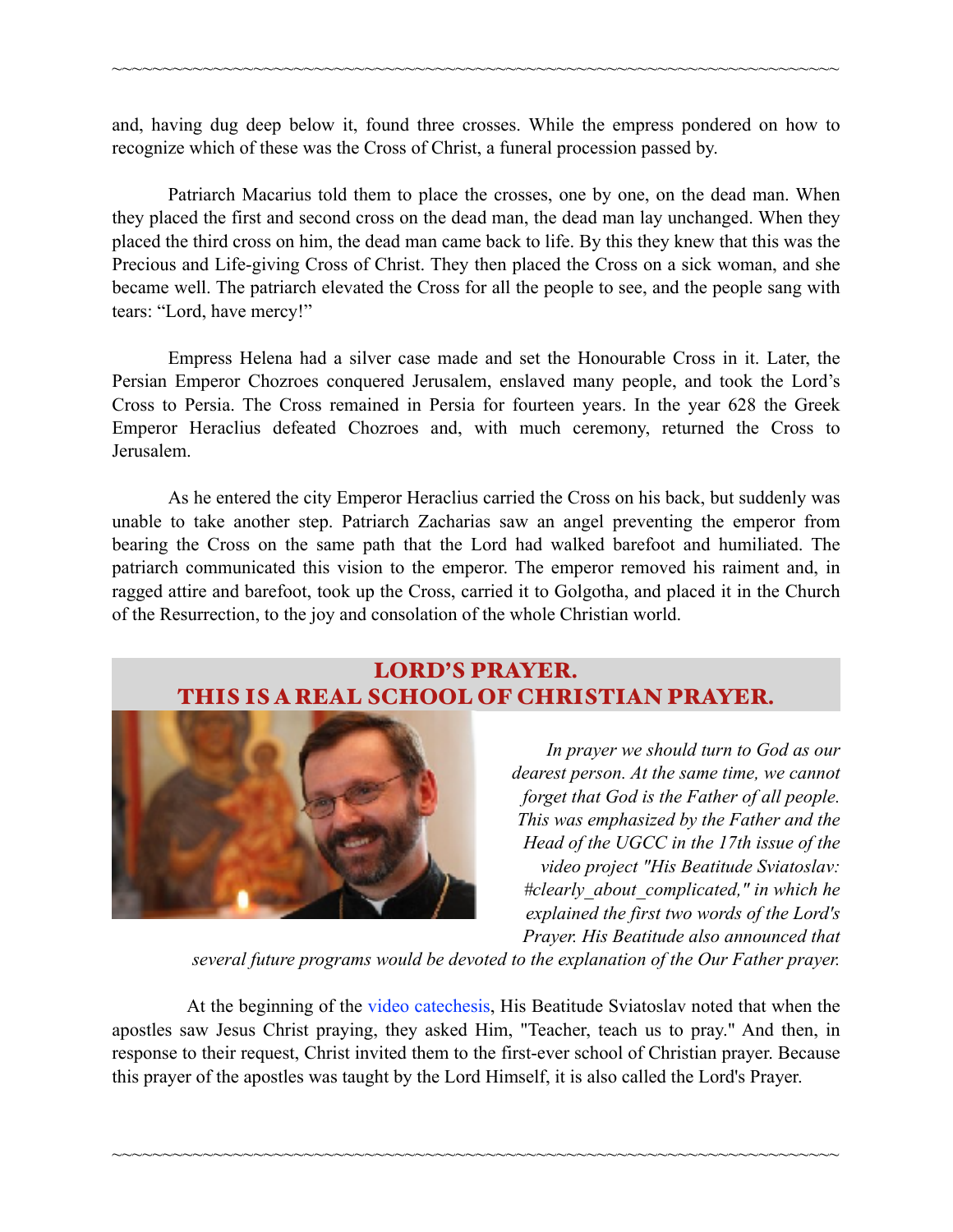and, having dug deep below it, found three crosses. While the empress pondered on how to recognize which of these was the Cross of Christ, a funeral procession passed by.

Patriarch Macarius told them to place the crosses, one by one, on the dead man. When they placed the first and second cross on the dead man, the dead man lay unchanged. When they placed the third cross on him, the dead man came back to life. By this they knew that this was the Precious and Life-giving Cross of Christ. They then placed the Cross on a sick woman, and she became well. The patriarch elevated the Cross for all the people to see, and the people sang with tears: "Lord, have mercy!"

Empress Helena had a silver case made and set the Honourable Cross in it. Later, the Persian Emperor Chozroes conquered Jerusalem, enslaved many people, and took the Lord's Cross to Persia. The Cross remained in Persia for fourteen years. In the year 628 the Greek Emperor Heraclius defeated Chozroes and, with much ceremony, returned the Cross to Jerusalem.

As he entered the city Emperor Heraclius carried the Cross on his back, but suddenly was unable to take another step. Patriarch Zacharias saw an angel preventing the emperor from bearing the Cross on the same path that the Lord had walked barefoot and humiliated. The patriarch communicated this vision to the emperor. The emperor removed his raiment and, in ragged attire and barefoot, took up the Cross, carried it to Golgotha, and placed it in the Church of the Resurrection, to the joy and consolation of the whole Christian world.

## LORD'S PRAYER. THIS IS A REAL SCHOOL OF CHRISTIAN PRAYER.

*In prayer we should turn to God as our dearest person. At the same time, we cannot forget that God is the Father of all people. This was emphasized by the Father and the Head of the UGCC in the 17th issue of the video project "His Beatitude Sviatoslav: #clearly_about_complicated," in which he explained the first two words of the Lord's Prayer. His Beatitude also announced that several future programs would be devoted to the explanation of the Our Father prayer.*

At the beginning of the video catechesis, His Beatitude Sviatoslav noted that when the apostles saw Jesus Christ praying, they asked Him, "Teacher, teach us to pray." And then, in response to their request, Christ invited them to the first-ever school of Christian prayer. Because this prayer of the apostles was taught by the Lord Himself, it is also called the Lord's Prayer.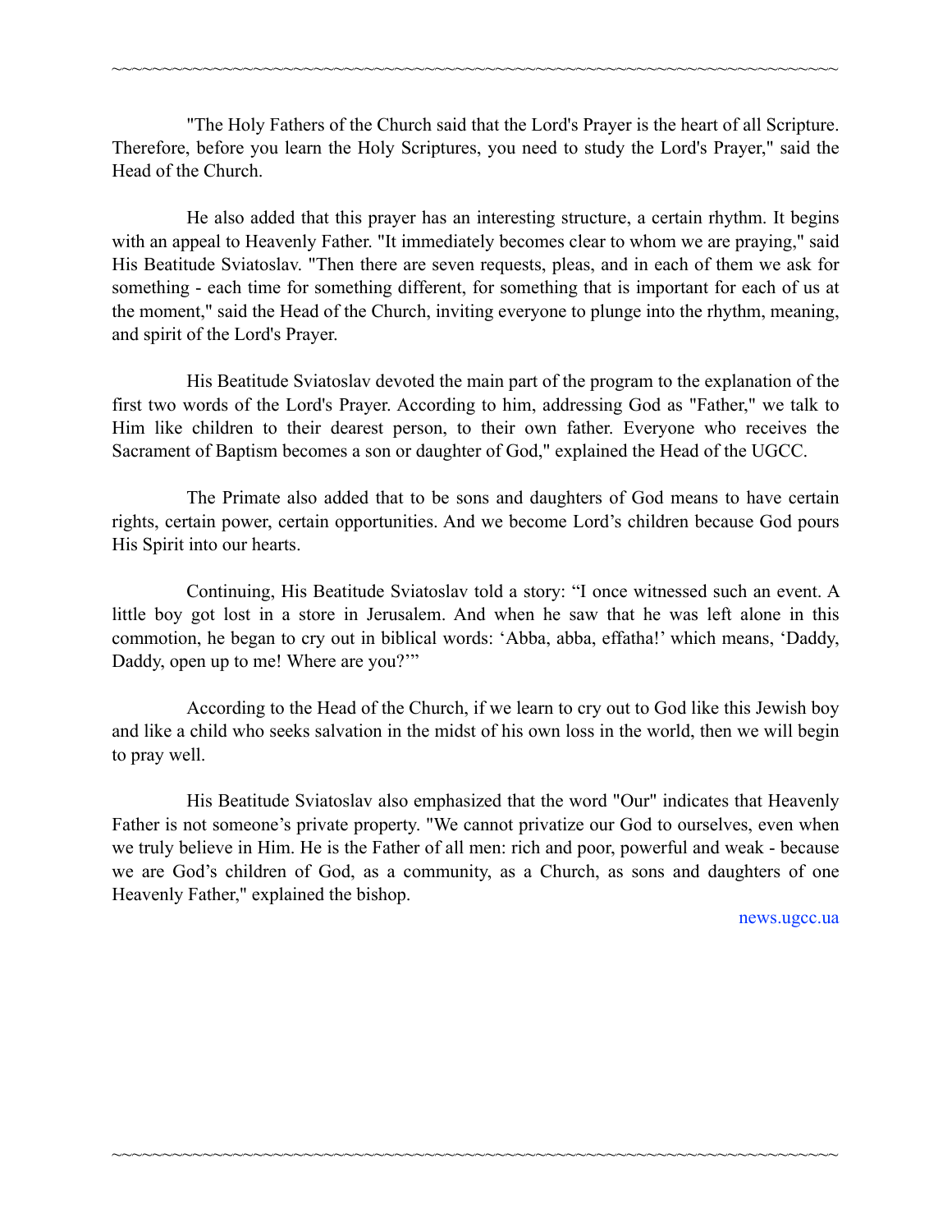"The Holy Fathers of the Church said that the Lord's Prayer is the heart of all Scripture. Therefore, before you learn the Holy Scriptures, you need to study the Lord's Prayer," said the Head of the Church.

He also added that this prayer has an interesting structure, a certain rhythm. It begins with an appeal to Heavenly Father. "It immediately becomes clear to whom we are praying," said His Beatitude Sviatoslav. "Then there are seven requests, pleas, and in each of them we ask for something - each time for something different, for something that is important for each of us at the moment," said the Head of the Church, inviting everyone to plunge into the rhythm, meaning, and spirit of the Lord's Prayer.

His Beatitude Sviatoslav devoted the main part of the program to the explanation of the first two words of the Lord's Prayer. According to him, addressing God as "Father," we talk to Him like children to their dearest person, to their own father. Everyone who receives the Sacrament of Baptism becomes a son or daughter of God," explained the Head of the UGCC.

The Primate also added that to be sons and daughters of God means to have certain rights, certain power, certain opportunities. And we become Lord's children because God pours His Spirit into our hearts.

Continuing, His Beatitude Sviatoslav told a story: "I once witnessed such an event. A little boy got lost in a store in Jerusalem. And when he saw that he was left alone in this commotion, he began to cry out in biblical words: 'Abba, abba, effatha!' which means, 'Daddy, Daddy, open up to me! Where are you?'"

According to the Head of the Church, if we learn to cry out to God like this Jewish boy and like a child who seeks salvation in the midst of his own loss in the world, then we will begin to pray well.

His Beatitude Sviatoslav also emphasized that the word "Our" indicates that Heavenly Father is not someone's private property. "We cannot privatize our God to ourselves, even when we truly believe in Him. He is the Father of all men: rich and poor, powerful and weak - because we are God's children of God, as a community, as a Church, as sons and daughters of one Heavenly Father," explained the bishop.

news.ugcc.ua